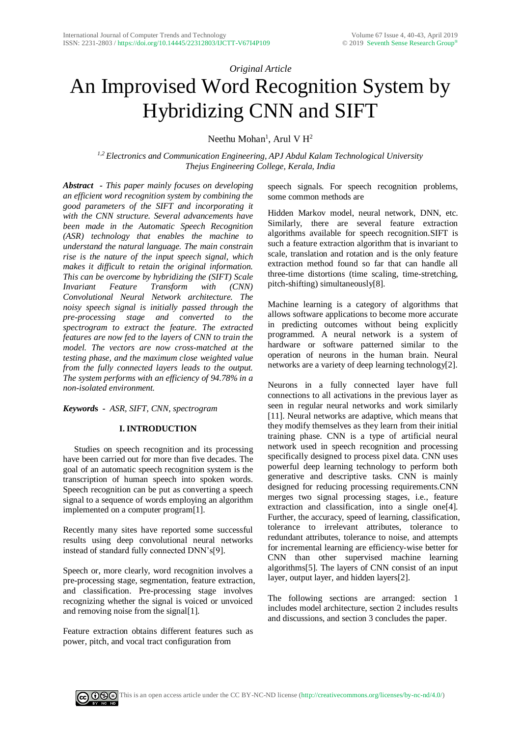*Original Article*

# An Improvised Word Recognition System by Hybridizing CNN and SIFT

Neethu Mohan[1], Arul V H[2]

[1,2] *Electronics and Communication Engineering, APJ Abdul Kalam Technological University*
*Thejus Engineering College, Kerala, India*

***Abstract*** *- This paper mainly focuses on developing an efficient word recognition system by combining the good parameters of the SIFT and incorporating it with the CNN structure. Several advancements have been made in the Automatic Speech Recognition (ASR) technology that enables the machine to understand the natural language. The main constrain rise is the nature of the input speech signal, which makes it difficult to retain the original information. This can be overcome by hybridizing the (SIFT) Scale Invariant Feature Transform with (CNN) Convolutional Neural Network architecture. The noisy speech signal is initially passed through the pre-processing stage and converted to the spectrogram to extract the feature. The extracted features are now fed to the layers of CNN to train the model. The vectors are now cross-matched at the testing phase, and the maximum close weighted value from the fully connected layers leads to the output. The system performs with an efficiency of 94.78% in a non-isolated environment.*

***Keywords*** *- ASR, SIFT, CNN, spectrogram*

## I. INTRODUCTION

Studies on speech recognition and its processing have been carried out for more than five decades. The goal of an automatic speech recognition system is the transcription of human speech into spoken words. Speech recognition can be put as converting a speech signal to a sequence of words employing an algorithm implemented on a computer program[1].

Recently many sites have reported some successful results using deep convolutional neural networks instead of standard fully connected DNN's[9].

Speech or, more clearly, word recognition involves a pre-processing stage, segmentation, feature extraction, and classification. Pre-processing stage involves recognizing whether the signal is voiced or unvoiced and removing noise from the signal[1].

Feature extraction obtains different features such as power, pitch, and vocal tract configuration from speech signals. For speech recognition problems, some common methods are

Hidden Markov model, neural network, DNN, etc. Similarly, there are several feature extraction algorithms available for speech recognition.SIFT is such a feature extraction algorithm that is invariant to scale, translation and rotation and is the only feature extraction method found so far that can handle all three-time distortions (time scaling, time-stretching, pitch-shifting) simultaneously[8].

Machine learning is a category of algorithms that allows software applications to become more accurate in predicting outcomes without being explicitly programmed. A neural network is a system of hardware or software patterned similar to the operation of neurons in the human brain. Neural networks are a variety of deep learning technology[2].

Neurons in a fully connected layer have full connections to all activations in the previous layer as seen in regular neural networks and work similarly [11]. Neural networks are adaptive, which means that they modify themselves as they learn from their initial training phase. CNN is a type of artificial neural network used in speech recognition and processing specifically designed to process pixel data. CNN uses powerful deep learning technology to perform both generative and descriptive tasks. CNN is mainly designed for reducing processing requirements.CNN merges two signal processing stages, i.e., feature extraction and classification, into a single one[4]. Further, the accuracy, speed of learning, classification, tolerance to irrelevant attributes, tolerance to redundant attributes, tolerance to noise, and attempts for incremental learning are efficiency-wise better for CNN than other supervised machine learning algorithms[5]. The layers of CNN consist of an input layer, output layer, and hidden layers[2].

The following sections are arranged: section 1 includes model architecture, section 2 includes results and discussions, and section 3 concludes the paper.

This is an open access article under the CC BY-NC-ND license (http://creativecommons.org/licenses/by-nc-nd/4.0/)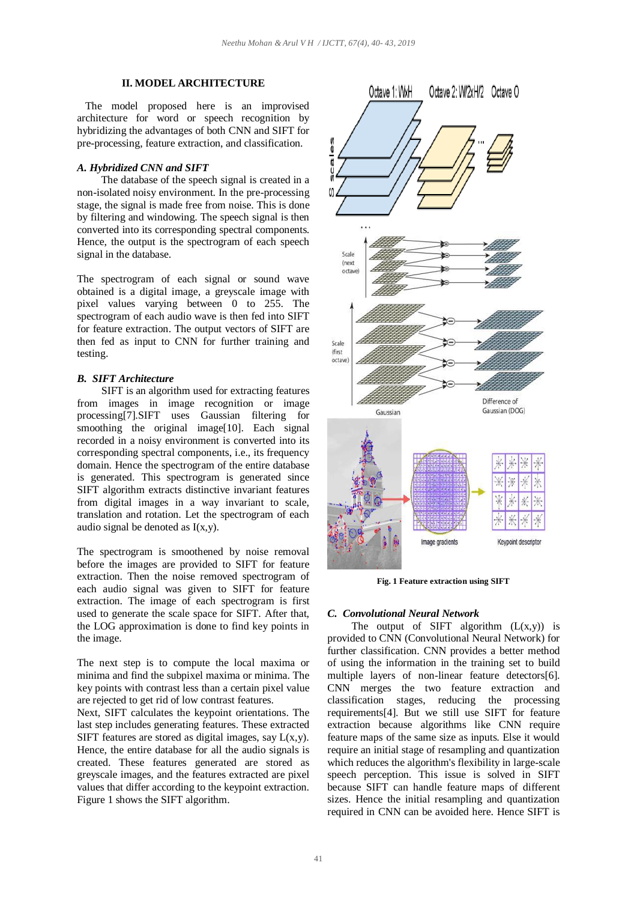## II. MODEL ARCHITECTURE

The model proposed here is an improvised architecture for word or speech recognition by hybridizing the advantages of both CNN and SIFT for pre-processing, feature extraction, and classification.

### *A. Hybridized CNN and SIFT*

The database of the speech signal is created in a non-isolated noisy environment. In the pre-processing stage, the signal is made free from noise. This is done by filtering and windowing. The speech signal is then converted into its corresponding spectral components. Hence, the output is the spectrogram of each speech signal in the database.

The spectrogram of each signal or sound wave obtained is a digital image, a greyscale image with pixel values varying between 0 to 255. The spectrogram of each audio wave is then fed into SIFT for feature extraction. The output vectors of SIFT are then fed as input to CNN for further training and testing.

### *B. SIFT Architecture*

SIFT is an algorithm used for extracting features from images in image recognition or image processing[7].SIFT uses Gaussian filtering for smoothing the original image[10]. Each signal recorded in a noisy environment is converted into its corresponding spectral components, i.e., its frequency domain. Hence the spectrogram of the entire database is generated. This spectrogram is generated since SIFT algorithm extracts distinctive invariant features from digital images in a way invariant to scale, translation and rotation. Let the spectrogram of each audio signal be denoted as I(x,y).

The spectrogram is smoothened by noise removal before the images are provided to SIFT for feature extraction. Then the noise removed spectrogram of each audio signal was given to SIFT for feature extraction. The image of each spectrogram is first used to generate the scale space for SIFT. After that, the LOG approximation is done to find key points in the image.

The next step is to compute the local maxima or minima and find the subpixel maxima or minima. The key points with contrast less than a certain pixel value are rejected to get rid of low contrast features.

Next, SIFT calculates the keypoint orientations. The last step includes generating features. These extracted SIFT features are stored as digital images, say L(x,y). Hence, the entire database for all the audio signals is created. These features generated are stored as greyscale images, and the features extracted are pixel values that differ according to the keypoint extraction. Figure 1 shows the SIFT algorithm.

**Fig. 1 Feature extraction using SIFT**

### *C. Convolutional Neural Network*

The output of SIFT algorithm (L(x,y)) is provided to CNN (Convolutional Neural Network) for further classification. CNN provides a better method of using the information in the training set to build multiple layers of non-linear feature detectors[6]. CNN merges the two feature extraction and classification stages, reducing the processing requirements[4]. But we still use SIFT for feature extraction because algorithms like CNN require feature maps of the same size as inputs. Else it would require an initial stage of resampling and quantization which reduces the algorithm's flexibility in large-scale speech perception. This issue is solved in SIFT because SIFT can handle feature maps of different sizes. Hence the initial resampling and quantization required in CNN can be avoided here. Hence SIFT is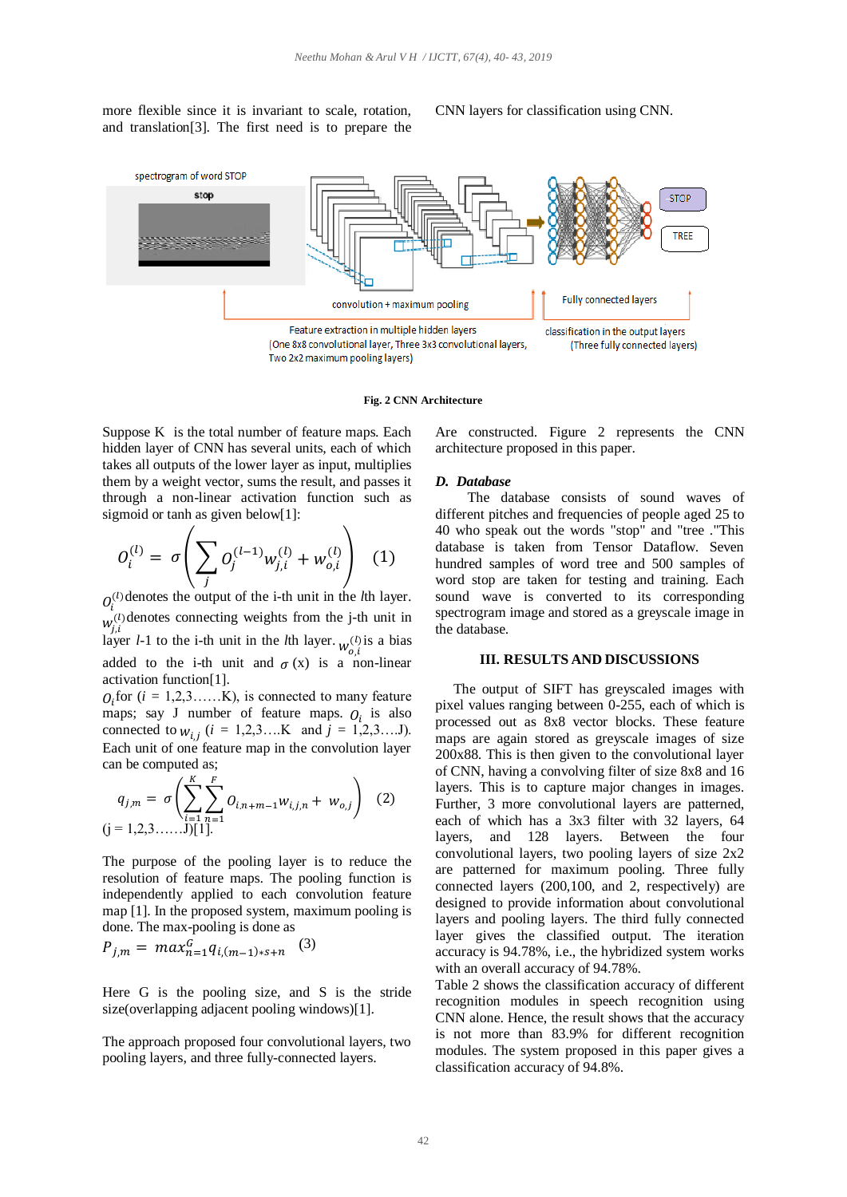more flexible since it is invariant to scale, rotation, and translation[3]. The first need is to prepare the CNN layers for classification using CNN.

spectrogram of word STOP

stop

convolution + maximum pooling

Fully connected layers

STOP

TREE

Feature extraction in multiple hidden layers
(One 8x8 convolutional layer, Three 3x3 convolutional layers, Two 2x2 maximum pooling layers)

classification in the output layers
(Three fully connected layers)

**Fig. 2 CNN Architecture**

Suppose K is the total number of feature maps. Each hidden layer of CNN has several units, each of which takes all outputs of the lower layer as input, multiplies them by a weight vector, sums the result, and passes it through a non-linear activation function such as sigmoid or tanh as given below[1]:

$$O_i^{(l)} = \sigma\left(\sum_j O_j^{(l-1)} w_{j,i}^{(l)} + w_{o,i}^{(l)}\right) \quad (1)$$

$O_i^{(l)}$ denotes the output of the i-th unit in the $l$th layer. $w_{j,i}^{(l)}$ denotes connecting weights from the j-th unit in layer $l$-1 to the i-th unit in the $l$th layer. $w_{o,i}^{(l)}$ is a bias added to the i-th unit and $\sigma$ (x) is a non-linear activation function[1].

$O_i$ for ($i$ = 1,2,3……K), is connected to many feature maps; say J number of feature maps. $O_i$ is also connected to $w_{i,j}$ ($i$ = 1,2,3….K and $j$ = 1,2,3….J). Each unit of one feature map in the convolution layer can be computed as;

$$q_{j,m} = \sigma\left(\sum_{i=1}^{K}\sum_{n=1}^{F} O_{i,n+m-1} w_{i,j,n} + w_{o,j}\right) \quad (2)$$

(j = 1,2,3……J)[1].

The purpose of the pooling layer is to reduce the resolution of feature maps. The pooling function is independently applied to each convolution feature map [1]. In the proposed system, maximum pooling is done. The max-pooling is done as

$$P_{j,m} = max_{n=1}^{G} q_{i,(m-1)*s+n} \quad (3)$$

Here G is the pooling size, and S is the stride size(overlapping adjacent pooling windows)[1].

The approach proposed four convolutional layers, two pooling layers, and three fully-connected layers. Are constructed. Figure 2 represents the CNN architecture proposed in this paper.

### *D. Database*

The database consists of sound waves of different pitches and frequencies of people aged 25 to 40 who speak out the words "stop" and "tree ."This database is taken from Tensor Dataflow. Seven hundred samples of word tree and 500 samples of word stop are taken for testing and training. Each sound wave is converted to its corresponding spectrogram image and stored as a greyscale image in the database.

## III. RESULTS AND DISCUSSIONS

The output of SIFT has greyscaled images with pixel values ranging between 0-255, each of which is processed out as 8x8 vector blocks. These feature maps are again stored as greyscale images of size 200x88. This is then given to the convolutional layer of CNN, having a convolving filter of size 8x8 and 16 layers. This is to capture major changes in images. Further, 3 more convolutional layers are patterned, each of which has a 3x3 filter with 32 layers, 64 layers, and 128 layers. Between the four convolutional layers, two pooling layers of size 2x2 are patterned for maximum pooling. Three fully connected layers (200,100, and 2, respectively) are designed to provide information about convolutional layers and pooling layers. The third fully connected layer gives the classified output. The iteration accuracy is 94.78%, i.e., the hybridized system works with an overall accuracy of 94.78%.

Table 2 shows the classification accuracy of different recognition modules in speech recognition using CNN alone. Hence, the result shows that the accuracy is not more than 83.9% for different recognition modules. The system proposed in this paper gives a classification accuracy of 94.8%.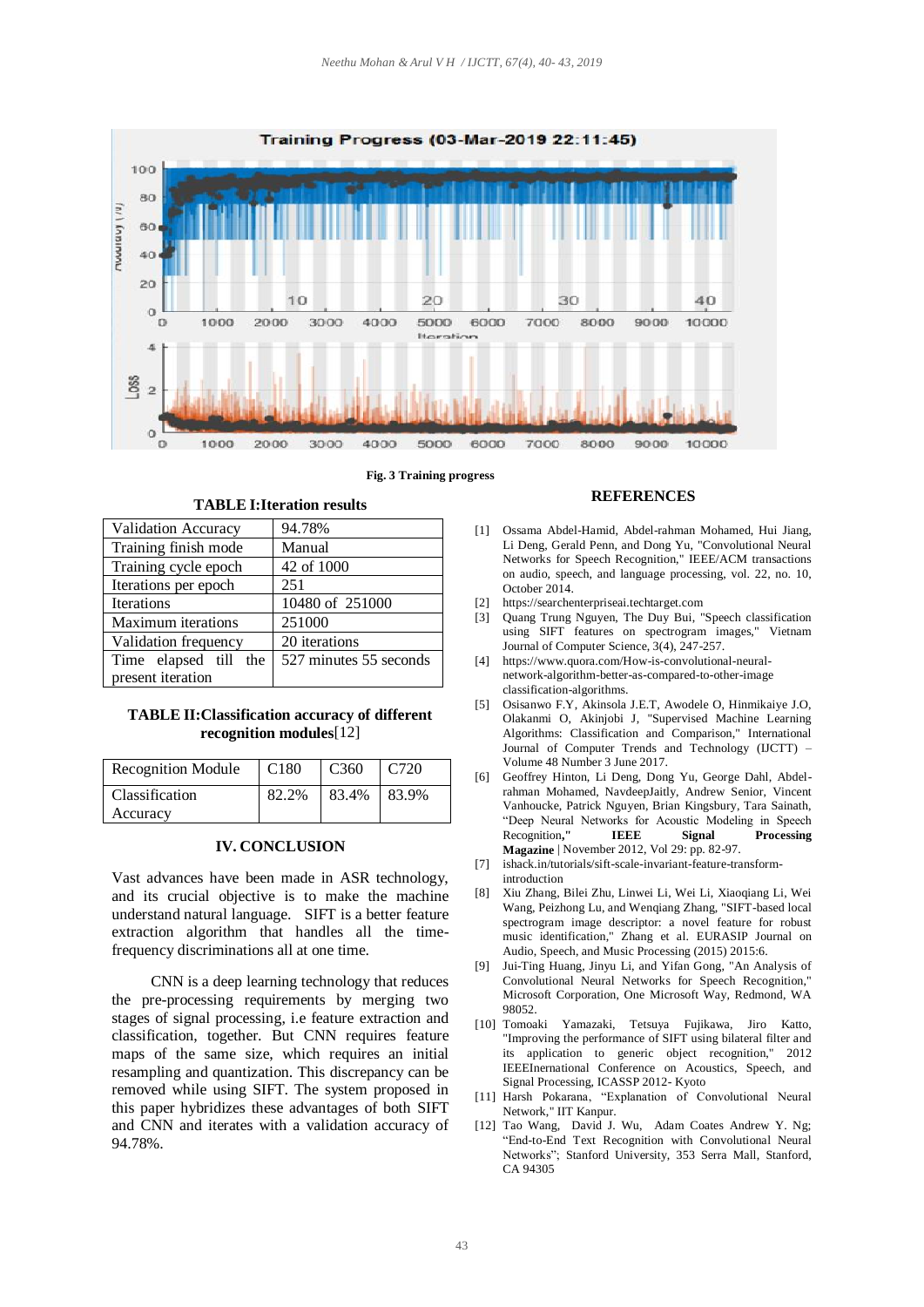Training Progress (03-Mar-2019 22:11:45)

Accuracy (%)

100
80
60
40
20
0

10 20 30 40

0 1000 2000 3000 4000 5000 6000 7000 8000 9000 10000

Iteration

Loss

4
2
0

0 1000 2000 3000 4000 5000 6000 7000 8000 9000 10000

**Fig. 3 Training progress**

**TABLE I:Iteration results**

| | |
|---|---|
| Validation Accuracy | 94.78% |
| Training finish mode | Manual |
| Training cycle epoch | 42 of 1000 |
| Iterations per epoch | 251 |
| Iterations | 10480 of 251000 |
| Maximum iterations | 251000 |
| Validation frequency | 20 iterations |
| Time elapsed till the present iteration | 527 minutes 55 seconds |

**TABLE II:Classification accuracy of different recognition modules**[12]

| Recognition Module | C180 | C360 | C720 |
|---|---|---|---|
| Classification Accuracy | 82.2% | 83.4% | 83.9% |

## IV. CONCLUSION

Vast advances have been made in ASR technology, and its crucial objective is to make the machine understand natural language. SIFT is a better feature extraction algorithm that handles all the time-frequency discriminations all at one time.

CNN is a deep learning technology that reduces the pre-processing requirements by merging two stages of signal processing, i.e feature extraction and classification, together. But CNN requires feature maps of the same size, which requires an initial resampling and quantization. This discrepancy can be removed while using SIFT. The system proposed in this paper hybridizes these advantages of both SIFT and CNN and iterates with a validation accuracy of 94.78%.

## REFERENCES

[1] Ossama Abdel-Hamid, Abdel-rahman Mohamed, Hui Jiang, Li Deng, Gerald Penn, and Dong Yu, "Convolutional Neural Networks for Speech Recognition," IEEE/ACM transactions on audio, speech, and language processing, vol. 22, no. 10, October 2014.

[2] https://searchenterpriseai.techtarget.com

[3] Quang Trung Nguyen, The Duy Bui, "Speech classification using SIFT features on spectrogram images," Vietnam Journal of Computer Science, 3(4), 247-257.

[4] https://www.quora.com/How-is-convolutional-neural-network-algorithm-better-as-compared-to-other-image classification-algorithms.

[5] Osisanwo F.Y, Akinsola J.E.T, Awodele O, Hinmikaiye J.O, Olakanmi O, Akinjobi J, "Supervised Machine Learning Algorithms: Classification and Comparison," International Journal of Computer Trends and Technology (IJCTT) – Volume 48 Number 3 June 2017.

[6] Geoffrey Hinton, Li Deng, Dong Yu, George Dahl, Abdel-rahman Mohamed, NavdeepJaitly, Andrew Senior, Vincent Vanhoucke, Patrick Nguyen, Brian Kingsbury, Tara Sainath, "Deep Neural Networks for Acoustic Modeling in Speech Recognition**," IEEE Signal Processing Magazine** | November 2012, Vol 29: pp. 82-97.

[7] ishack.in/tutorials/sift-scale-invariant-feature-transform-introduction

[8] Xiu Zhang, Bilei Zhu, Linwei Li, Wei Li, Xiaoqiang Li, Wei Wang, Peizhong Lu, and Wenqiang Zhang, "SIFT-based local spectrogram image descriptor: a novel feature for robust music identification," Zhang et al. EURASIP Journal on Audio, Speech, and Music Processing (2015) 2015:6.

[9] Jui-Ting Huang, Jinyu Li, and Yifan Gong, "An Analysis of Convolutional Neural Networks for Speech Recognition," Microsoft Corporation, One Microsoft Way, Redmond, WA 98052.

[10] Tomoaki Yamazaki, Tetsuya Fujikawa, Jiro Katto, "Improving the performance of SIFT using bilateral filter and its application to generic object recognition," 2012 IEEEInernational Conference on Acoustics, Speech, and Signal Processing, ICASSP 2012- Kyoto

[11] Harsh Pokarana, "Explanation of Convolutional Neural Network," IIT Kanpur.

[12] Tao Wang, David J. Wu, Adam Coates Andrew Y. Ng; "End-to-End Text Recognition with Convolutional Neural Networks"; Stanford University, 353 Serra Mall, Stanford, CA 94305